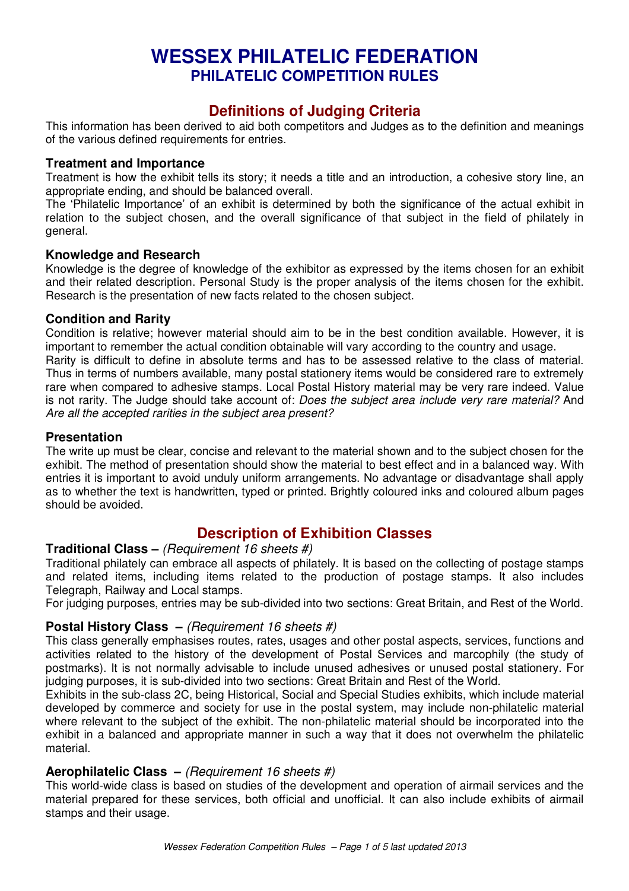# WESSEX PHILATELIC FEDERATION
## PHILATELIC COMPETITION RULES

## Definitions of Judging Criteria

This information has been derived to aid both competitors and Judges as to the definition and meanings of the various defined requirements for entries.

### Treatment and Importance

Treatment is how the exhibit tells its story; it needs a title and an introduction, a cohesive story line, an appropriate ending, and should be balanced overall.

The 'Philatelic Importance' of an exhibit is determined by both the significance of the actual exhibit in relation to the subject chosen, and the overall significance of that subject in the field of philately in general.

### Knowledge and Research

Knowledge is the degree of knowledge of the exhibitor as expressed by the items chosen for an exhibit and their related description. Personal Study is the proper analysis of the items chosen for the exhibit. Research is the presentation of new facts related to the chosen subject.

### Condition and Rarity

Condition is relative; however material should aim to be in the best condition available. However, it is important to remember the actual condition obtainable will vary according to the country and usage.

Rarity is difficult to define in absolute terms and has to be assessed relative to the class of material. Thus in terms of numbers available, many postal stationery items would be considered rare to extremely rare when compared to adhesive stamps. Local Postal History material may be very rare indeed. Value is not rarity. The Judge should take account of: *Does the subject area include very rare material?* And *Are all the accepted rarities in the subject area present?*

### Presentation

The write up must be clear, concise and relevant to the material shown and to the subject chosen for the exhibit. The method of presentation should show the material to best effect and in a balanced way. With entries it is important to avoid unduly uniform arrangements. No advantage or disadvantage shall apply as to whether the text is handwritten, typed or printed. Brightly coloured inks and coloured album pages should be avoided.

## Description of Exhibition Classes

### Traditional Class – *(Requirement 16 sheets #)*

Traditional philately can embrace all aspects of philately. It is based on the collecting of postage stamps and related items, including items related to the production of postage stamps. It also includes Telegraph, Railway and Local stamps.

For judging purposes, entries may be sub-divided into two sections: Great Britain, and Rest of the World.

### Postal History Class – *(Requirement 16 sheets #)*

This class generally emphasises routes, rates, usages and other postal aspects, services, functions and activities related to the history of the development of Postal Services and marcophily (the study of postmarks). It is not normally advisable to include unused adhesives or unused postal stationery. For judging purposes, it is sub-divided into two sections: Great Britain and Rest of the World.

Exhibits in the sub-class 2C, being Historical, Social and Special Studies exhibits, which include material developed by commerce and society for use in the postal system, may include non-philatelic material where relevant to the subject of the exhibit. The non-philatelic material should be incorporated into the exhibit in a balanced and appropriate manner in such a way that it does not overwhelm the philatelic material.

### Aerophilatelic Class – *(Requirement 16 sheets #)*

This world-wide class is based on studies of the development and operation of airmail services and the material prepared for these services, both official and unofficial. It can also include exhibits of airmail stamps and their usage.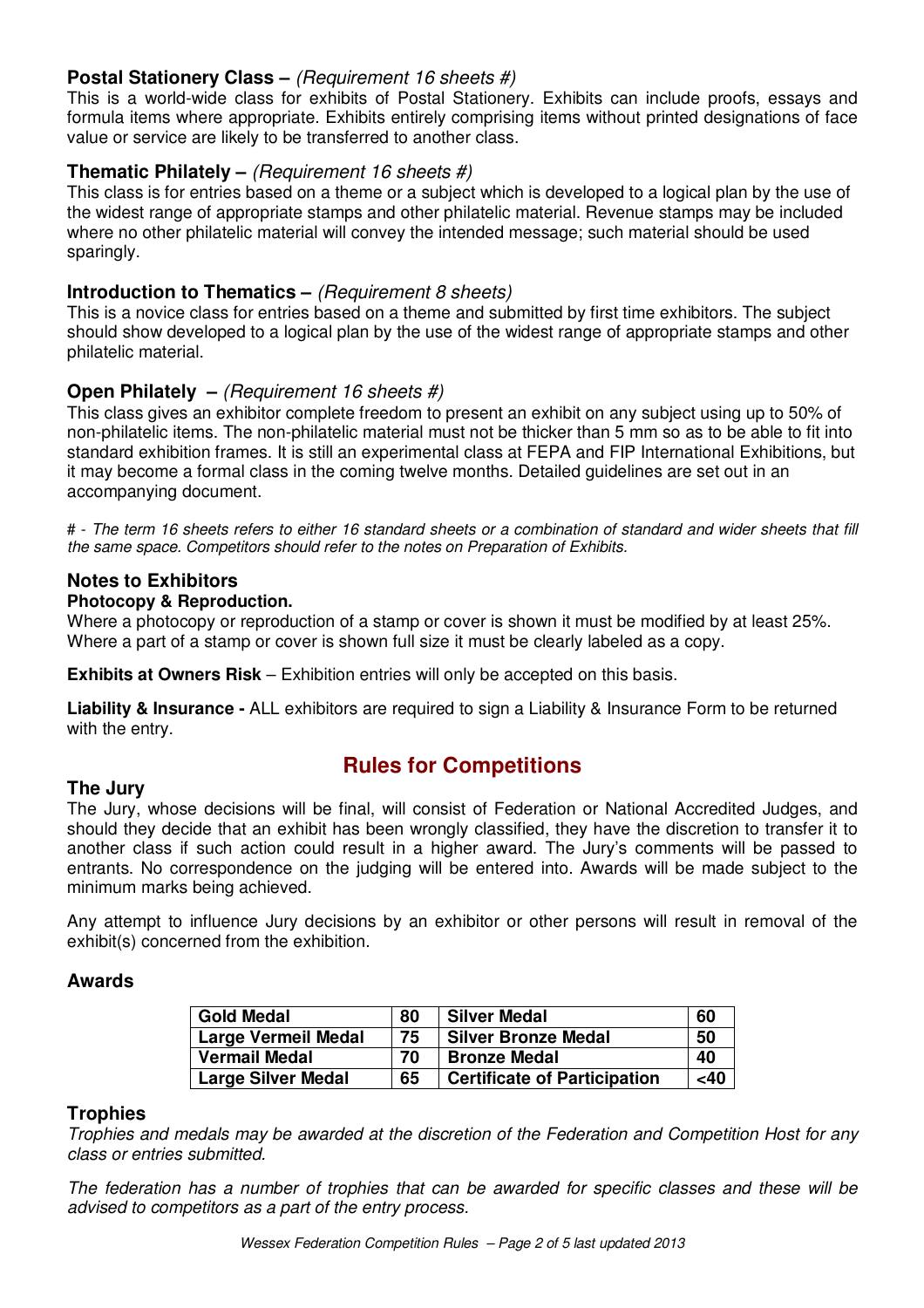### **Postal Stationery Class –** *(Requirement 16 sheets #)*

This is a world-wide class for exhibits of Postal Stationery. Exhibits can include proofs, essays and formula items where appropriate. Exhibits entirely comprising items without printed designations of face value or service are likely to be transferred to another class.

### **Thematic Philately –** *(Requirement 16 sheets #)*

This class is for entries based on a theme or a subject which is developed to a logical plan by the use of the widest range of appropriate stamps and other philatelic material. Revenue stamps may be included where no other philatelic material will convey the intended message; such material should be used sparingly.

### **Introduction to Thematics –** *(Requirement 8 sheets)*

This is a novice class for entries based on a theme and submitted by first time exhibitors. The subject should show developed to a logical plan by the use of the widest range of appropriate stamps and other philatelic material.

### **Open Philately –** *(Requirement 16 sheets #)*

This class gives an exhibitor complete freedom to present an exhibit on any subject using up to 50% of non-philatelic items. The non-philatelic material must not be thicker than 5 mm so as to be able to fit into standard exhibition frames. It is still an experimental class at FEPA and FIP International Exhibitions, but it may become a formal class in the coming twelve months. Detailed guidelines are set out in an accompanying document.

*# - The term 16 sheets refers to either 16 standard sheets or a combination of standard and wider sheets that fill the same space. Competitors should refer to the notes on Preparation of Exhibits.*

### **Notes to Exhibitors**

**Photocopy & Reproduction.**

Where a photocopy or reproduction of a stamp or cover is shown it must be modified by at least 25%. Where a part of a stamp or cover is shown full size it must be clearly labeled as a copy.

**Exhibits at Owners Risk** – Exhibition entries will only be accepted on this basis.

**Liability & Insurance -** ALL exhibitors are required to sign a Liability & Insurance Form to be returned with the entry.

## **Rules for Competitions**

### **The Jury**

The Jury, whose decisions will be final, will consist of Federation or National Accredited Judges, and should they decide that an exhibit has been wrongly classified, they have the discretion to transfer it to another class if such action could result in a higher award. The Jury's comments will be passed to entrants. No correspondence on the judging will be entered into. Awards will be made subject to the minimum marks being achieved.

Any attempt to influence Jury decisions by an exhibitor or other persons will result in removal of the exhibit(s) concerned from the exhibition.

### **Awards**

| Award | Marks | Award | Marks |
|---|---|---|---|
| **Gold Medal** | **80** | **Silver Medal** | **60** |
| **Large Vermeil Medal** | **75** | **Silver Bronze Medal** | **50** |
| **Vermail Medal** | **70** | **Bronze Medal** | **40** |
| **Large Silver Medal** | **65** | **Certificate of Participation** | **<40** |

### **Trophies**

*Trophies and medals may be awarded at the discretion of the Federation and Competition Host for any class or entries submitted.*

*The federation has a number of trophies that can be awarded for specific classes and these will be advised to competitors as a part of the entry process.*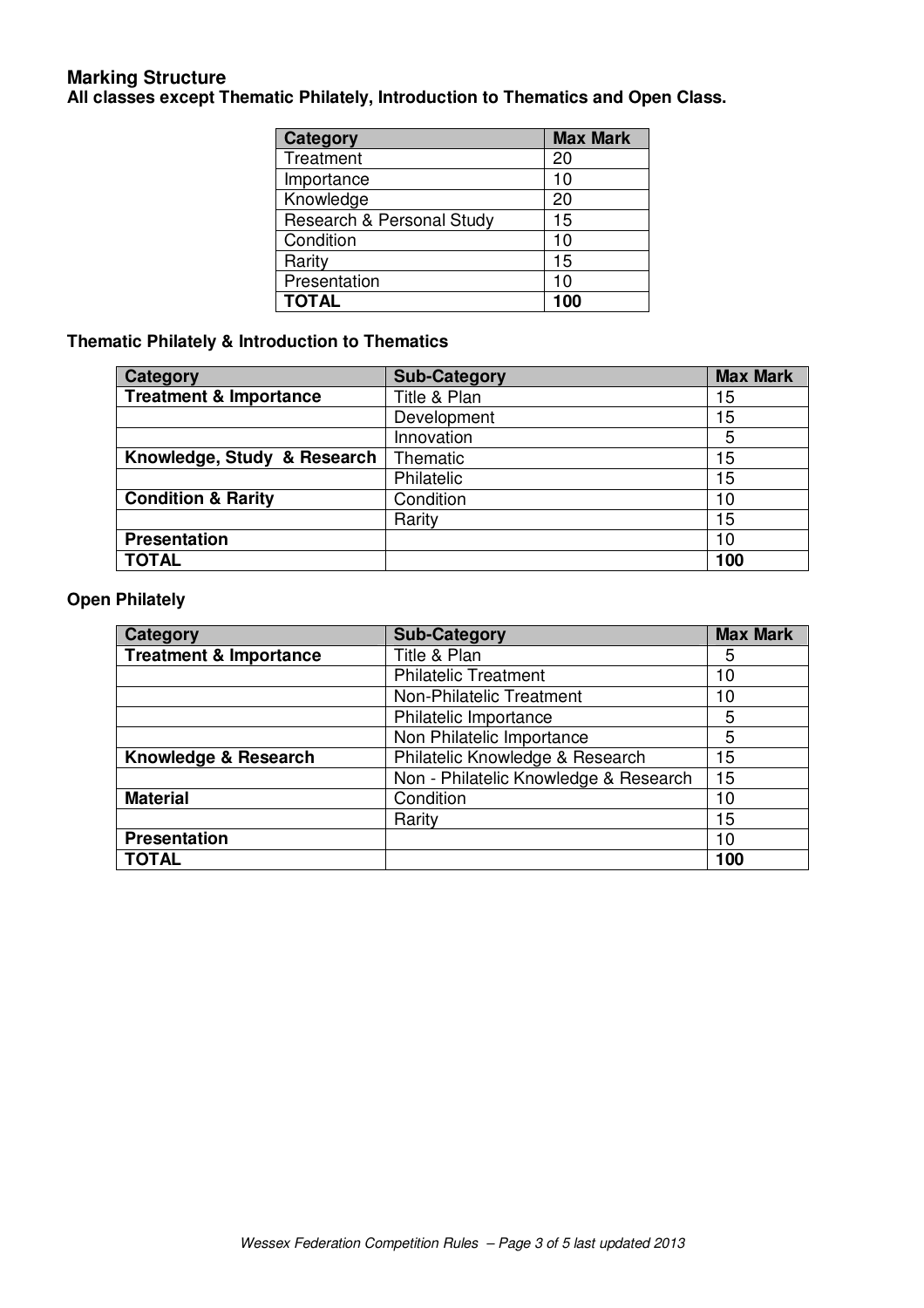## Marking Structure

**All classes except Thematic Philately, Introduction to Thematics and Open Class.**

| Category | Max Mark |
|---|---|
| Treatment | 20 |
| Importance | 10 |
| Knowledge | 20 |
| Research & Personal Study | 15 |
| Condition | 10 |
| Rarity | 15 |
| Presentation | 10 |
| **TOTAL** | **100** |

### Thematic Philately & Introduction to Thematics

| Category | Sub-Category | Max Mark |
|---|---|---|
| **Treatment & Importance** | Title & Plan | 15 |
| | Development | 15 |
| | Innovation | 5 |
| **Knowledge, Study & Research** | Thematic | 15 |
| | Philatelic | 15 |
| **Condition & Rarity** | Condition | 10 |
| | Rarity | 15 |
| **Presentation** | | 10 |
| **TOTAL** | | **100** |

### Open Philately

| Category | Sub-Category | Max Mark |
|---|---|---|
| **Treatment & Importance** | Title & Plan | 5 |
| | Philatelic Treatment | 10 |
| | Non-Philatelic Treatment | 10 |
| | Philatelic Importance | 5 |
| | Non Philatelic Importance | 5 |
| **Knowledge & Research** | Philatelic Knowledge & Research | 15 |
| | Non - Philatelic Knowledge & Research | 15 |
| **Material** | Condition | 10 |
| | Rarity | 15 |
| **Presentation** | | 10 |
| **TOTAL** | | **100** |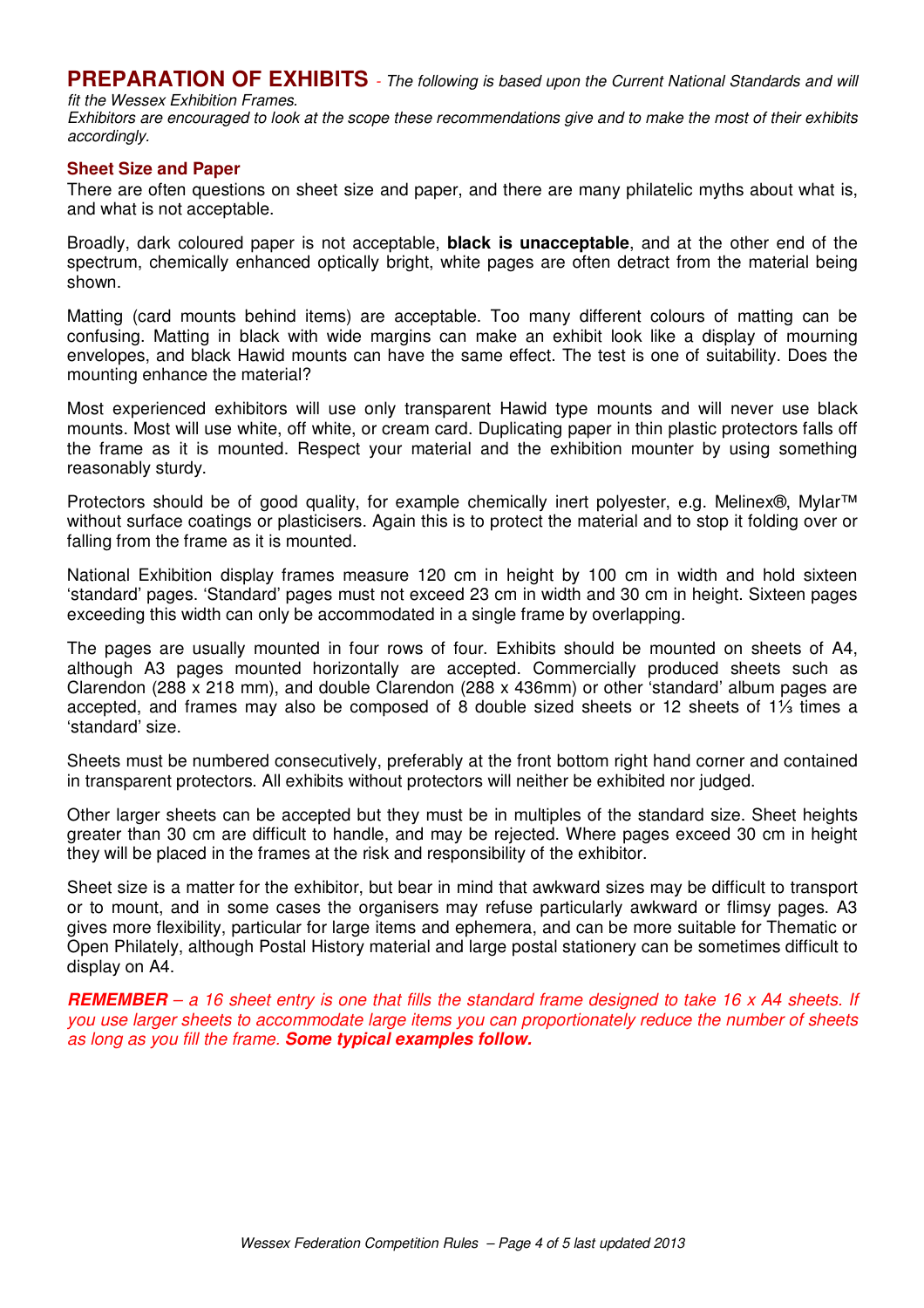## PREPARATION OF EXHIBITS - *The following is based upon the Current National Standards and will fit the Wessex Exhibition Frames.*

*Exhibitors are encouraged to look at the scope these recommendations give and to make the most of their exhibits accordingly.*

### Sheet Size and Paper

There are often questions on sheet size and paper, and there are many philatelic myths about what is, and what is not acceptable.

Broadly, dark coloured paper is not acceptable, **black is unacceptable**, and at the other end of the spectrum, chemically enhanced optically bright, white pages are often detract from the material being shown.

Matting (card mounts behind items) are acceptable. Too many different colours of matting can be confusing. Matting in black with wide margins can make an exhibit look like a display of mourning envelopes, and black Hawid mounts can have the same effect. The test is one of suitability. Does the mounting enhance the material?

Most experienced exhibitors will use only transparent Hawid type mounts and will never use black mounts. Most will use white, off white, or cream card. Duplicating paper in thin plastic protectors falls off the frame as it is mounted. Respect your material and the exhibition mounter by using something reasonably sturdy.

Protectors should be of good quality, for example chemically inert polyester, e.g. Melinex®, Mylar™ without surface coatings or plasticisers. Again this is to protect the material and to stop it folding over or falling from the frame as it is mounted.

National Exhibition display frames measure 120 cm in height by 100 cm in width and hold sixteen 'standard' pages. 'Standard' pages must not exceed 23 cm in width and 30 cm in height. Sixteen pages exceeding this width can only be accommodated in a single frame by overlapping.

The pages are usually mounted in four rows of four. Exhibits should be mounted on sheets of A4, although A3 pages mounted horizontally are accepted. Commercially produced sheets such as Clarendon (288 x 218 mm), and double Clarendon (288 x 436mm) or other 'standard' album pages are accepted, and frames may also be composed of 8 double sized sheets or 12 sheets of 1⅓ times a 'standard' size.

Sheets must be numbered consecutively, preferably at the front bottom right hand corner and contained in transparent protectors. All exhibits without protectors will neither be exhibited nor judged.

Other larger sheets can be accepted but they must be in multiples of the standard size. Sheet heights greater than 30 cm are difficult to handle, and may be rejected. Where pages exceed 30 cm in height they will be placed in the frames at the risk and responsibility of the exhibitor.

Sheet size is a matter for the exhibitor, but bear in mind that awkward sizes may be difficult to transport or to mount, and in some cases the organisers may refuse particularly awkward or flimsy pages. A3 gives more flexibility, particular for large items and ephemera, and can be more suitable for Thematic or Open Philately, although Postal History material and large postal stationery can be sometimes difficult to display on A4.

***REMEMBER** – a 16 sheet entry is one that fills the standard frame designed to take 16 x A4 sheets. If you use larger sheets to accommodate large items you can proportionately reduce the number of sheets as long as you fill the frame.* ***Some typical examples follow.***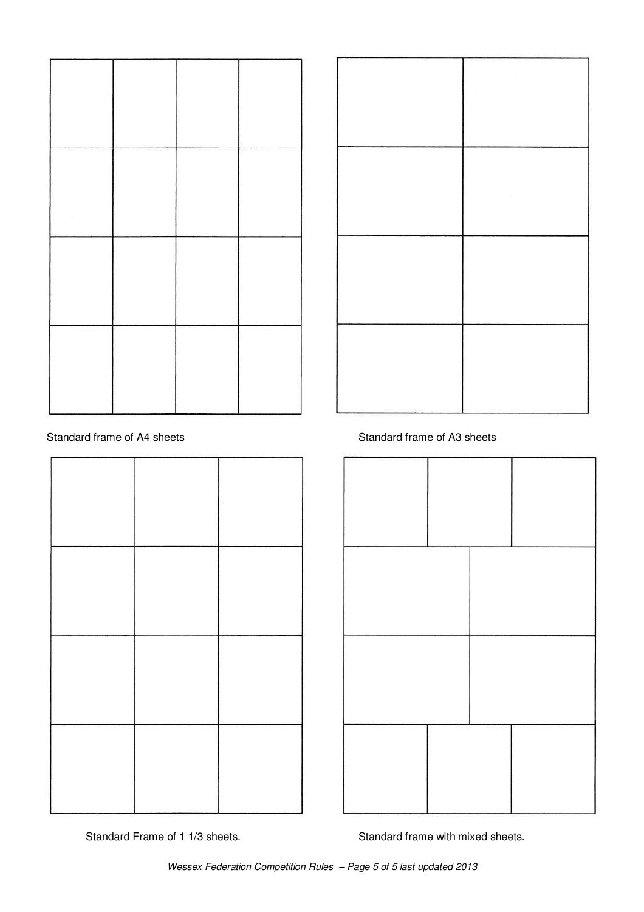Standard frame of A4 sheets

Standard frame of A3 sheets

Standard Frame of 1 1/3 sheets.

Standard frame with mixed sheets.